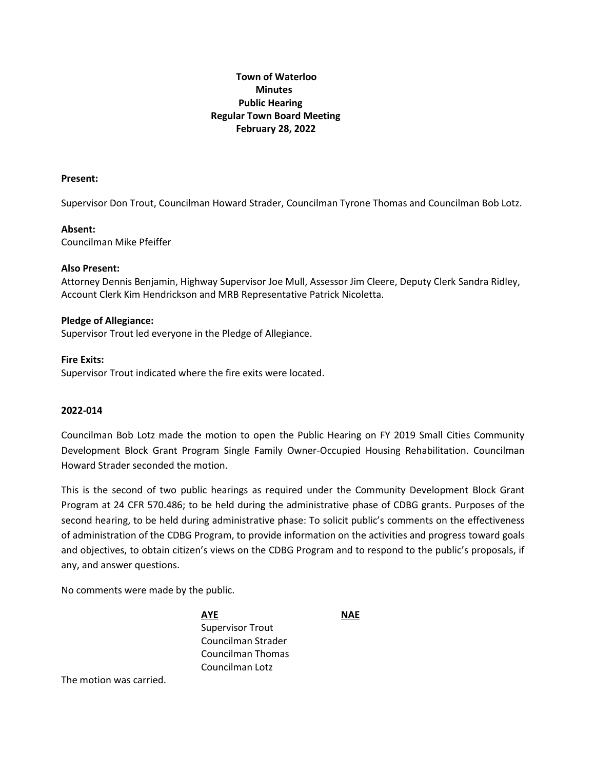**Town of Waterloo**
**Minutes**
**Public Hearing**
**Regular Town Board Meeting**
**February 28, 2022**

**Present:**

Supervisor Don Trout, Councilman Howard Strader, Councilman Tyrone Thomas and Councilman Bob Lotz.

**Absent:**
Councilman Mike Pfeiffer

**Also Present:**
Attorney Dennis Benjamin, Highway Supervisor Joe Mull, Assessor Jim Cleere, Deputy Clerk Sandra Ridley, Account Clerk Kim Hendrickson and MRB Representative Patrick Nicoletta.

**Pledge of Allegiance:**
Supervisor Trout led everyone in the Pledge of Allegiance.

**Fire Exits:**
Supervisor Trout indicated where the fire exits were located.

**2022-014**

Councilman Bob Lotz made the motion to open the Public Hearing on FY 2019 Small Cities Community Development Block Grant Program Single Family Owner-Occupied Housing Rehabilitation. Councilman Howard Strader seconded the motion.

This is the second of two public hearings as required under the Community Development Block Grant Program at 24 CFR 570.486; to be held during the administrative phase of CDBG grants. Purposes of the second hearing, to be held during administrative phase: To solicit public's comments on the effectiveness of administration of the CDBG Program, to provide information on the activities and progress toward goals and objectives, to obtain citizen's views on the CDBG Program and to respond to the public's proposals, if any, and answer questions.

No comments were made by the public.

| **AYE** | **NAE** |
|---|---|
| Supervisor Trout | |
| Councilman Strader | |
| Councilman Thomas | |
| Councilman Lotz | |

The motion was carried.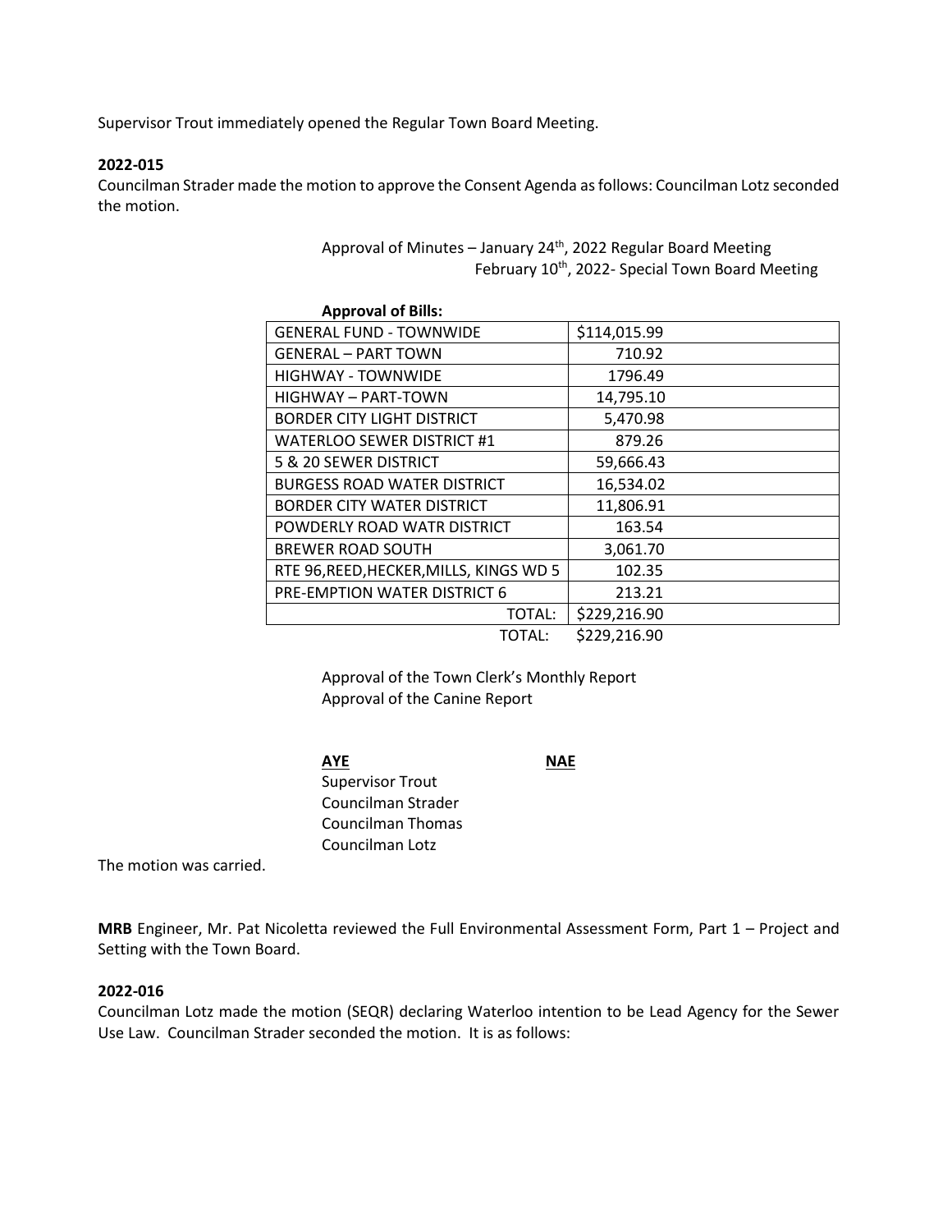Supervisor Trout immediately opened the Regular Town Board Meeting.

**2022-015**

Councilman Strader made the motion to approve the Consent Agenda as follows: Councilman Lotz seconded the motion.

Approval of Minutes – January 24th, 2022 Regular Board Meeting
February 10th, 2022- Special Town Board Meeting

**Approval of Bills:**

| | |
|---|---|
| GENERAL FUND - TOWNWIDE | $114,015.99 |
| GENERAL – PART TOWN | 710.92 |
| HIGHWAY - TOWNWIDE | 1796.49 |
| HIGHWAY – PART-TOWN | 14,795.10 |
| BORDER CITY LIGHT DISTRICT | 5,470.98 |
| WATERLOO SEWER DISTRICT #1 | 879.26 |
| 5 & 20 SEWER DISTRICT | 59,666.43 |
| BURGESS ROAD WATER DISTRICT | 16,534.02 |
| BORDER CITY WATER DISTRICT | 11,806.91 |
| POWDERLY ROAD WATR DISTRICT | 163.54 |
| BREWER ROAD SOUTH | 3,061.70 |
| RTE 96,REED,HECKER,MILLS, KINGS WD 5 | 102.35 |
| PRE-EMPTION WATER DISTRICT 6 | 213.21 |
| TOTAL: | $229,216.90 |

TOTAL: $229,216.90

Approval of the Town Clerk's Monthly Report
Approval of the Canine Report

| **AYE** | **NAE** |
|---|---|
| Supervisor Trout | |
| Councilman Strader | |
| Councilman Thomas | |
| Councilman Lotz | |

The motion was carried.

**MRB** Engineer, Mr. Pat Nicoletta reviewed the Full Environmental Assessment Form, Part 1 – Project and Setting with the Town Board.

**2022-016**

Councilman Lotz made the motion (SEQR) declaring Waterloo intention to be Lead Agency for the Sewer Use Law. Councilman Strader seconded the motion. It is as follows: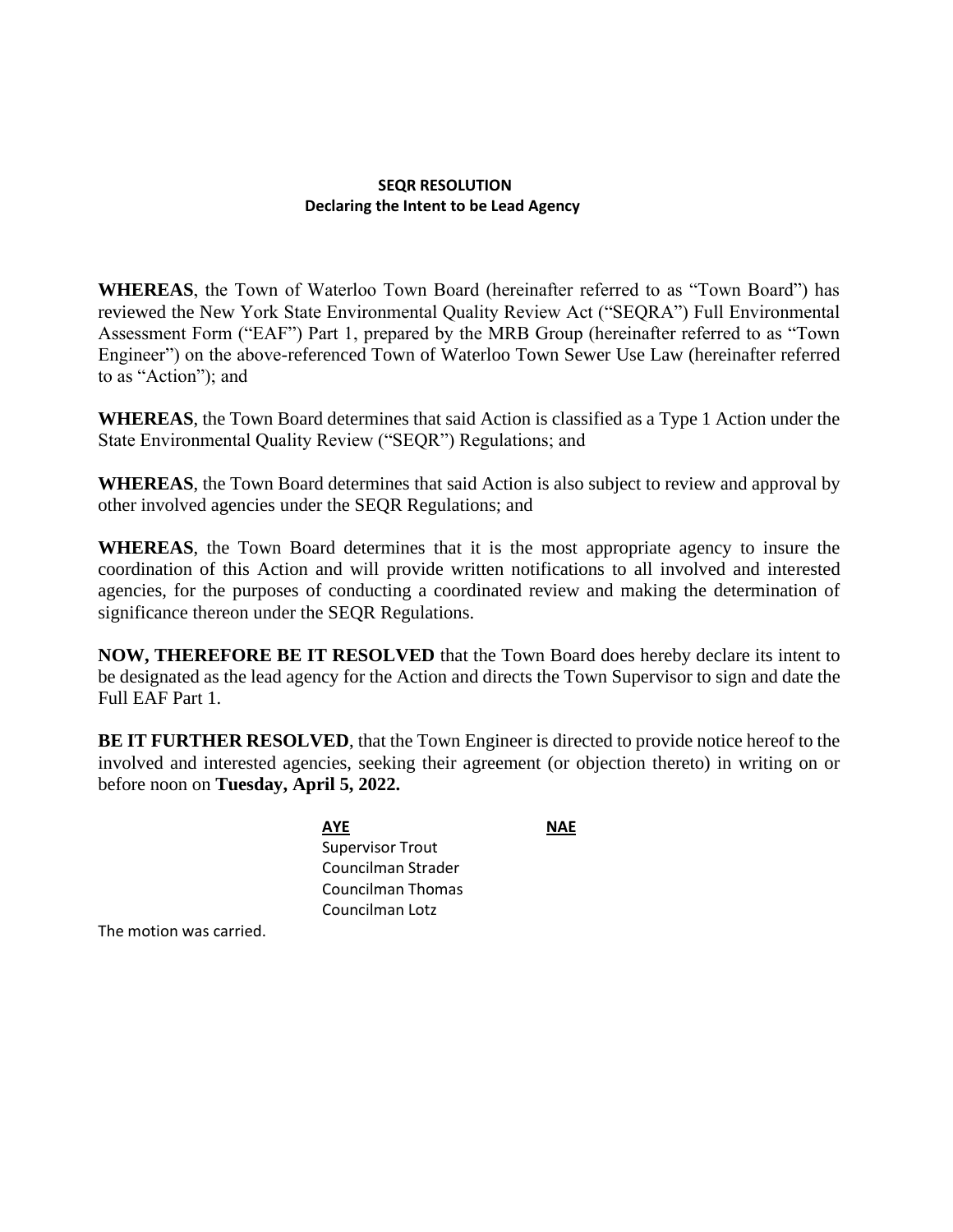**SEQR RESOLUTION**
**Declaring the Intent to be Lead Agency**

**WHEREAS**, the Town of Waterloo Town Board (hereinafter referred to as "Town Board") has reviewed the New York State Environmental Quality Review Act ("SEQRA") Full Environmental Assessment Form ("EAF") Part 1, prepared by the MRB Group (hereinafter referred to as "Town Engineer") on the above-referenced Town of Waterloo Town Sewer Use Law (hereinafter referred to as "Action"); and

**WHEREAS**, the Town Board determines that said Action is classified as a Type 1 Action under the State Environmental Quality Review ("SEQR") Regulations; and

**WHEREAS**, the Town Board determines that said Action is also subject to review and approval by other involved agencies under the SEQR Regulations; and

**WHEREAS**, the Town Board determines that it is the most appropriate agency to insure the coordination of this Action and will provide written notifications to all involved and interested agencies, for the purposes of conducting a coordinated review and making the determination of significance thereon under the SEQR Regulations.

**NOW, THEREFORE BE IT RESOLVED** that the Town Board does hereby declare its intent to be designated as the lead agency for the Action and directs the Town Supervisor to sign and date the Full EAF Part 1.

**BE IT FURTHER RESOLVED**, that the Town Engineer is directed to provide notice hereof to the involved and interested agencies, seeking their agreement (or objection thereto) in writing on or before noon on **Tuesday, April 5, 2022.**

| AYE | NAE |
|---|---|
| Supervisor Trout | |
| Councilman Strader | |
| Councilman Thomas | |
| Councilman Lotz | |

The motion was carried.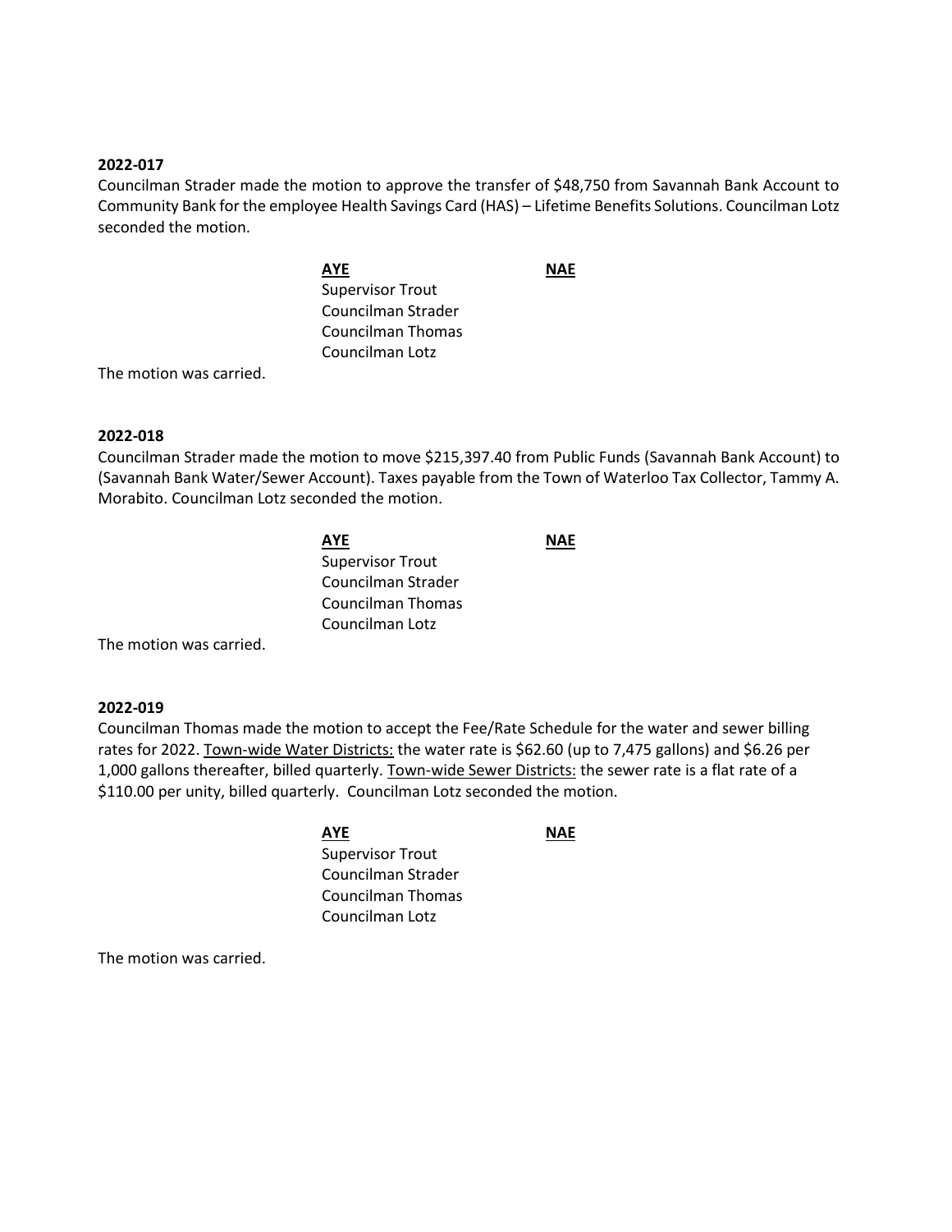**2022-017**

Councilman Strader made the motion to approve the transfer of $48,750 from Savannah Bank Account to Community Bank for the employee Health Savings Card (HAS) – Lifetime Benefits Solutions. Councilman Lotz seconded the motion.

| **AYE** | **NAE** |
|---|---|
| Supervisor Trout | |
| Councilman Strader | |
| Councilman Thomas | |
| Councilman Lotz | |

The motion was carried.

**2022-018**

Councilman Strader made the motion to move $215,397.40 from Public Funds (Savannah Bank Account) to (Savannah Bank Water/Sewer Account). Taxes payable from the Town of Waterloo Tax Collector, Tammy A. Morabito. Councilman Lotz seconded the motion.

| **AYE** | **NAE** |
|---|---|
| Supervisor Trout | |
| Councilman Strader | |
| Councilman Thomas | |
| Councilman Lotz | |

The motion was carried.

**2022-019**

Councilman Thomas made the motion to accept the Fee/Rate Schedule for the water and sewer billing rates for 2022. Town-wide Water Districts: the water rate is $62.60 (up to 7,475 gallons) and $6.26 per 1,000 gallons thereafter, billed quarterly. Town-wide Sewer Districts: the sewer rate is a flat rate of a $110.00 per unity, billed quarterly. Councilman Lotz seconded the motion.

| **AYE** | **NAE** |
|---|---|
| Supervisor Trout | |
| Councilman Strader | |
| Councilman Thomas | |
| Councilman Lotz | |

The motion was carried.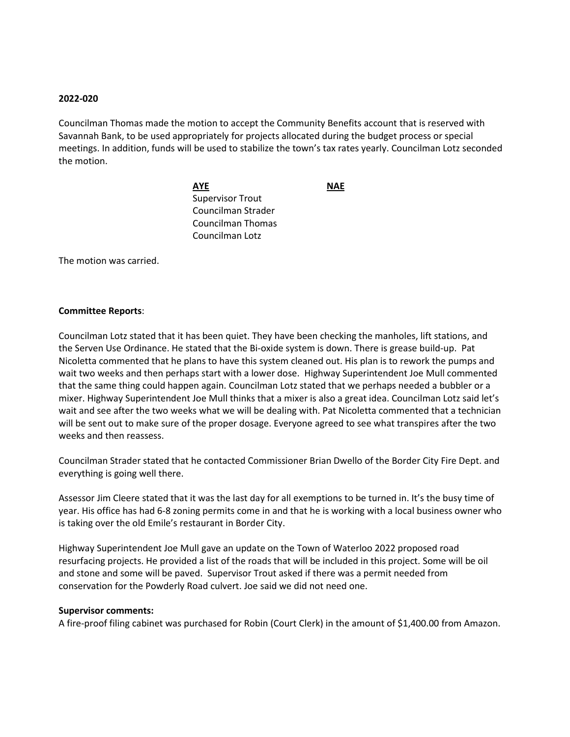**2022-020**

Councilman Thomas made the motion to accept the Community Benefits account that is reserved with Savannah Bank, to be used appropriately for projects allocated during the budget process or special meetings. In addition, funds will be used to stabilize the town's tax rates yearly. Councilman Lotz seconded the motion.

| AYE | NAE |
|---|---|
| Supervisor Trout | |
| Councilman Strader | |
| Councilman Thomas | |
| Councilman Lotz | |

The motion was carried.

**Committee Reports**:

Councilman Lotz stated that it has been quiet. They have been checking the manholes, lift stations, and the Serven Use Ordinance. He stated that the Bi-oxide system is down. There is grease build-up. Pat Nicoletta commented that he plans to have this system cleaned out. His plan is to rework the pumps and wait two weeks and then perhaps start with a lower dose. Highway Superintendent Joe Mull commented that the same thing could happen again. Councilman Lotz stated that we perhaps needed a bubbler or a mixer. Highway Superintendent Joe Mull thinks that a mixer is also a great idea. Councilman Lotz said let's wait and see after the two weeks what we will be dealing with. Pat Nicoletta commented that a technician will be sent out to make sure of the proper dosage. Everyone agreed to see what transpires after the two weeks and then reassess.

Councilman Strader stated that he contacted Commissioner Brian Dwello of the Border City Fire Dept. and everything is going well there.

Assessor Jim Cleere stated that it was the last day for all exemptions to be turned in. It's the busy time of year. His office has had 6-8 zoning permits come in and that he is working with a local business owner who is taking over the old Emile's restaurant in Border City.

Highway Superintendent Joe Mull gave an update on the Town of Waterloo 2022 proposed road resurfacing projects. He provided a list of the roads that will be included in this project. Some will be oil and stone and some will be paved. Supervisor Trout asked if there was a permit needed from conservation for the Powderly Road culvert. Joe said we did not need one.

**Supervisor comments:**

A fire-proof filing cabinet was purchased for Robin (Court Clerk) in the amount of $1,400.00 from Amazon.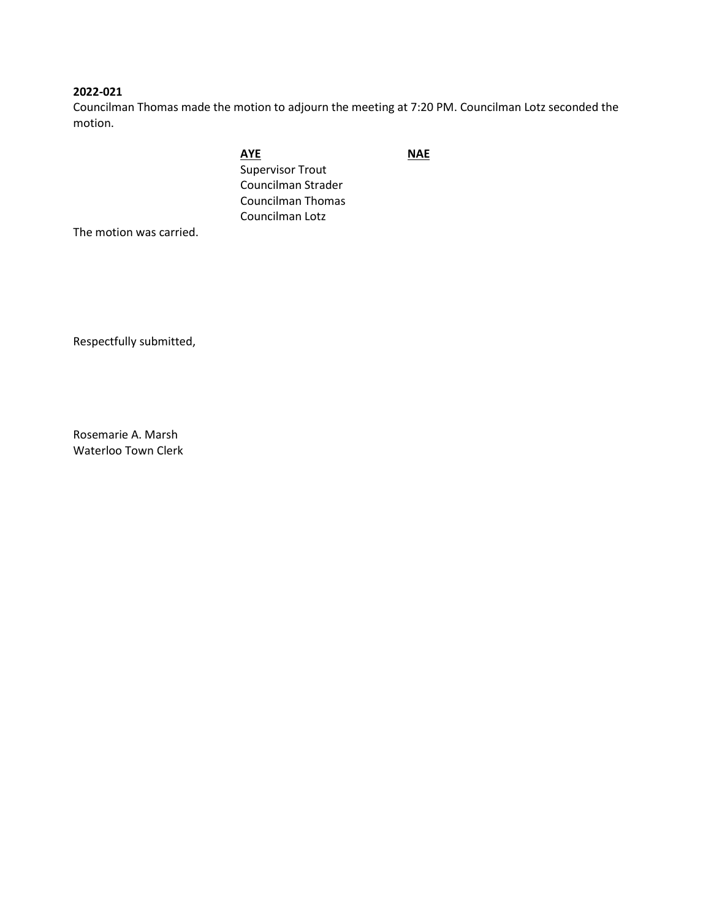**2022-021**
Councilman Thomas made the motion to adjourn the meeting at 7:20 PM. Councilman Lotz seconded the motion.

| **AYE** | **NAE** |
| --- | --- |
| Supervisor Trout | |
| Councilman Strader | |
| Councilman Thomas | |
| Councilman Lotz | |

The motion was carried.

Respectfully submitted,

Rosemarie A. Marsh
Waterloo Town Clerk